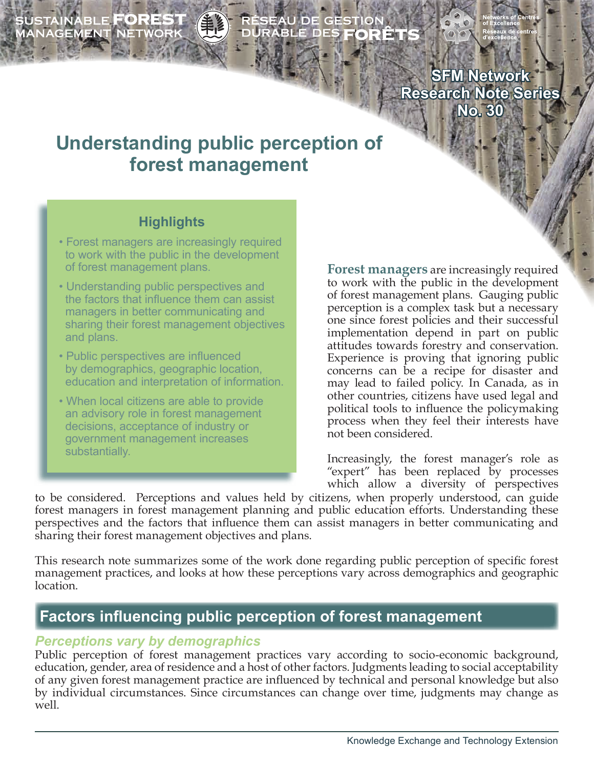SUSTAINABLE FOREST MANAGEMENT NETWORK

RÉSEAU DE GESTION DURABLE DES FORÊTS

SFM Network Research Note Series No. 30

# Understanding public perception of forest management

### Highlights

- Forest managers are increasingly required to work with the public in the development of forest management plans.
- Understanding public perspectives and the factors that influence them can assist managers in better communicating and sharing their forest management objectives and plans.
- Public perspectives are influenced by demographics, geographic location, education and interpretation of information.
- When local citizens are able to provide an advisory role in forest management decisions, acceptance of industry or government management increases substantially.

**Forest managers** are increasingly required to work with the public in the development of forest management plans. Gauging public perception is a complex task but a necessary one since forest policies and their successful implementation depend in part on public attitudes towards forestry and conservation. Experience is proving that ignoring public concerns can be a recipe for disaster and may lead to failed policy. In Canada, as in other countries, citizens have used legal and political tools to influence the policymaking process when they feel their interests have not been considered.

Increasingly, the forest manager's role as "expert" has been replaced by processes which allow a diversity of perspectives to be considered. Perceptions and values held by citizens, when properly understood, can guide forest managers in forest management planning and public education efforts. Understanding these perspectives and the factors that influence them can assist managers in better communicating and sharing their forest management objectives and plans.

This research note summarizes some of the work done regarding public perception of specific forest management practices, and looks at how these perceptions vary across demographics and geographic location.

## Factors influencing public perception of forest management

### *Perceptions vary by demographics*

Public perception of forest management practices vary according to socio-economic background, education, gender, area of residence and a host of other factors. Judgments leading to social acceptability of any given forest management practice are influenced by technical and personal knowledge but also by individual circumstances. Since circumstances can change over time, judgments may change as well.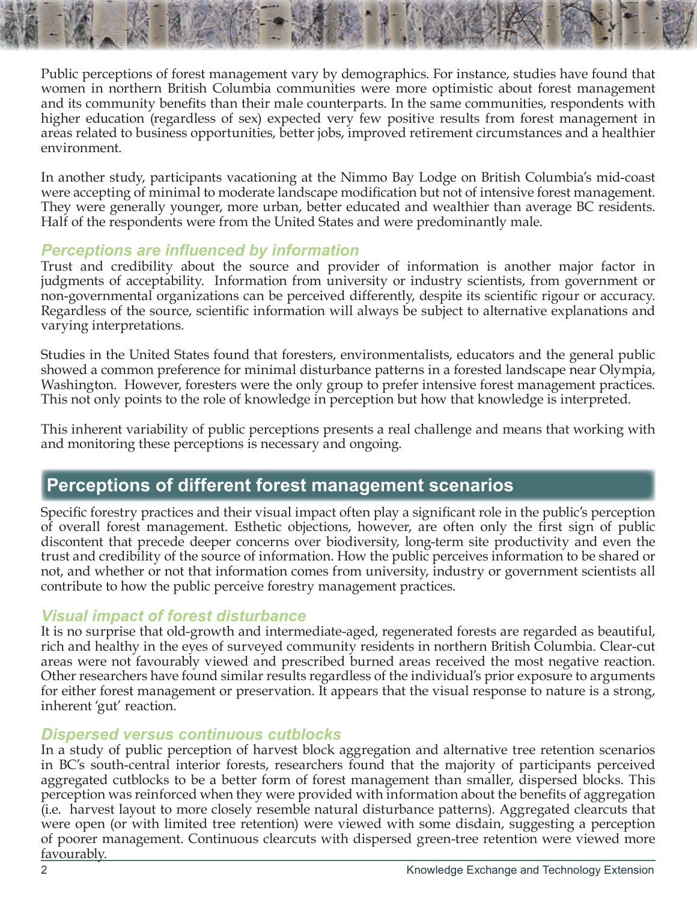Public perceptions of forest management vary by demographics. For instance, studies have found that women in northern British Columbia communities were more optimistic about forest management and its community benefits than their male counterparts. In the same communities, respondents with higher education (regardless of sex) expected very few positive results from forest management in areas related to business opportunities, better jobs, improved retirement circumstances and a healthier environment.

In another study, participants vacationing at the Nimmo Bay Lodge on British Columbia's mid-coast were accepting of minimal to moderate landscape modification but not of intensive forest management. They were generally younger, more urban, better educated and wealthier than average BC residents. Half of the respondents were from the United States and were predominantly male.

### *Perceptions are influenced by information*

Trust and credibility about the source and provider of information is another major factor in judgments of acceptability. Information from university or industry scientists, from government or non-governmental organizations can be perceived differently, despite its scientific rigour or accuracy. Regardless of the source, scientific information will always be subject to alternative explanations and varying interpretations.

Studies in the United States found that foresters, environmentalists, educators and the general public showed a common preference for minimal disturbance patterns in a forested landscape near Olympia, Washington. However, foresters were the only group to prefer intensive forest management practices. This not only points to the role of knowledge in perception but how that knowledge is interpreted.

This inherent variability of public perceptions presents a real challenge and means that working with and monitoring these perceptions is necessary and ongoing.

## Perceptions of different forest management scenarios

Specific forestry practices and their visual impact often play a significant role in the public's perception of overall forest management. Esthetic objections, however, are often only the first sign of public discontent that precede deeper concerns over biodiversity, long-term site productivity and even the trust and credibility of the source of information. How the public perceives information to be shared or not, and whether or not that information comes from university, industry or government scientists all contribute to how the public perceive forestry management practices.

### *Visual impact of forest disturbance*

It is no surprise that old-growth and intermediate-aged, regenerated forests are regarded as beautiful, rich and healthy in the eyes of surveyed community residents in northern British Columbia. Clear-cut areas were not favourably viewed and prescribed burned areas received the most negative reaction. Other researchers have found similar results regardless of the individual's prior exposure to arguments for either forest management or preservation. It appears that the visual response to nature is a strong, inherent 'gut' reaction.

### *Dispersed versus continuous cutblocks*

In a study of public perception of harvest block aggregation and alternative tree retention scenarios in BC's south-central interior forests, researchers found that the majority of participants perceived aggregated cutblocks to be a better form of forest management than smaller, dispersed blocks. This perception was reinforced when they were provided with information about the benefits of aggregation (i.e. harvest layout to more closely resemble natural disturbance patterns). Aggregated clearcuts that were open (or with limited tree retention) were viewed with some disdain, suggesting a perception of poorer management. Continuous clearcuts with dispersed green-tree retention were viewed more favourably.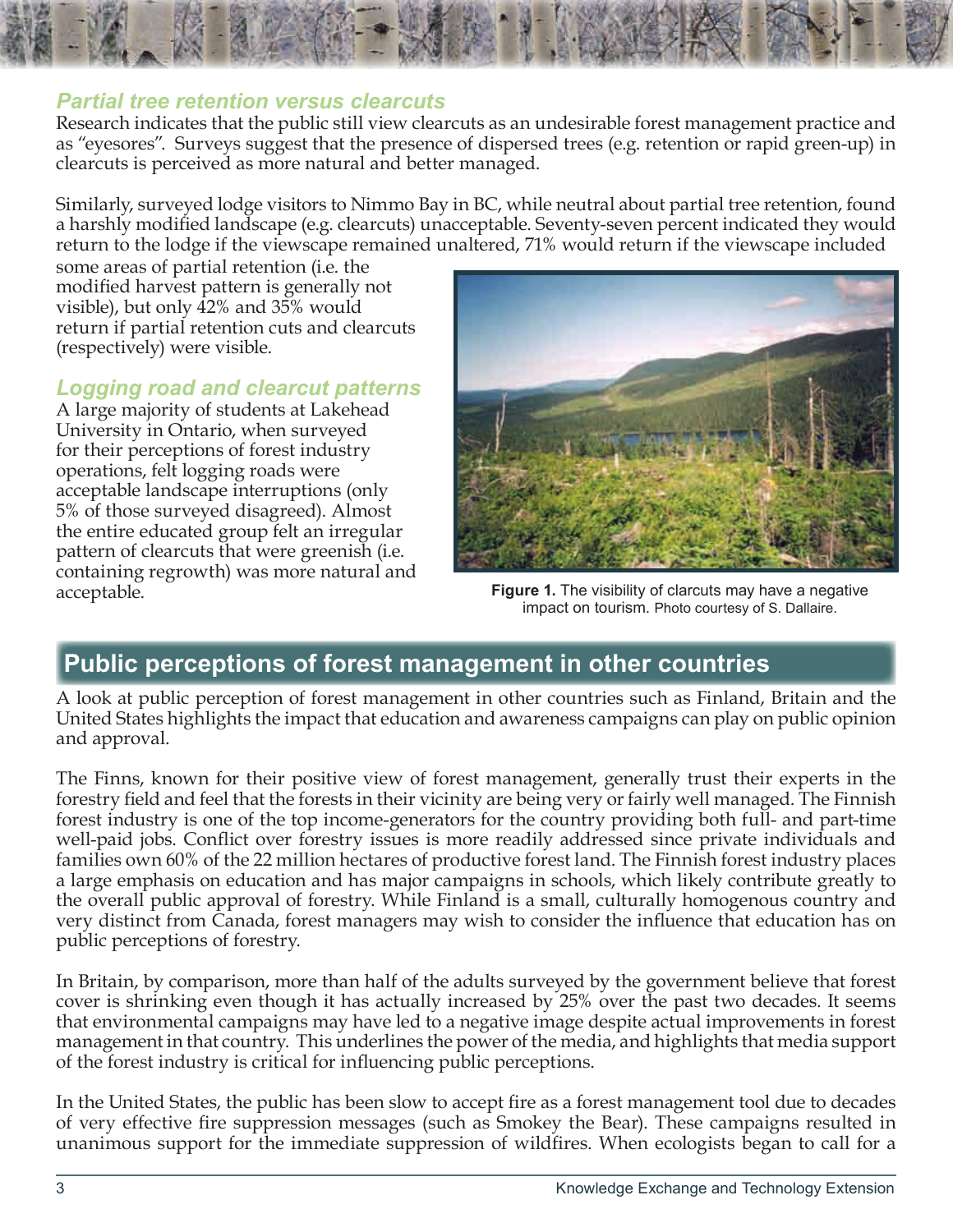### *Partial tree retention versus clearcuts*

Research indicates that the public still view clearcuts as an undesirable forest management practice and as "eyesores". Surveys suggest that the presence of dispersed trees (e.g. retention or rapid green-up) in clearcuts is perceived as more natural and better managed.

Similarly, surveyed lodge visitors to Nimmo Bay in BC, while neutral about partial tree retention, found a harshly modified landscape (e.g. clearcuts) unacceptable. Seventy-seven percent indicated they would return to the lodge if the viewscape remained unaltered, 71% would return if the viewscape included some areas of partial retention (i.e. the modified harvest pattern is generally not visible), but only 42% and 35% would return if partial retention cuts and clearcuts (respectively) were visible.

### *Logging road and clearcut patterns*

A large majority of students at Lakehead University in Ontario, when surveyed for their perceptions of forest industry operations, felt logging roads were acceptable landscape interruptions (only 5% of those surveyed disagreed). Almost the entire educated group felt an irregular pattern of clearcuts that were greenish (i.e. containing regrowth) was more natural and acceptable.

**Figure 1.** The visibility of clarcuts may have a negative impact on tourism. Photo courtesy of S. Dallaire.

## Public perceptions of forest management in other countries

A look at public perception of forest management in other countries such as Finland, Britain and the United States highlights the impact that education and awareness campaigns can play on public opinion and approval.

The Finns, known for their positive view of forest management, generally trust their experts in the forestry field and feel that the forests in their vicinity are being very or fairly well managed. The Finnish forest industry is one of the top income-generators for the country providing both full- and part-time well-paid jobs. Conflict over forestry issues is more readily addressed since private individuals and families own 60% of the 22 million hectares of productive forest land. The Finnish forest industry places a large emphasis on education and has major campaigns in schools, which likely contribute greatly to the overall public approval of forestry. While Finland is a small, culturally homogenous country and very distinct from Canada, forest managers may wish to consider the influence that education has on public perceptions of forestry.

In Britain, by comparison, more than half of the adults surveyed by the government believe that forest cover is shrinking even though it has actually increased by 25% over the past two decades. It seems that environmental campaigns may have led to a negative image despite actual improvements in forest management in that country. This underlines the power of the media, and highlights that media support of the forest industry is critical for influencing public perceptions.

In the United States, the public has been slow to accept fire as a forest management tool due to decades of very effective fire suppression messages (such as Smokey the Bear). These campaigns resulted in unanimous support for the immediate suppression of wildfires. When ecologists began to call for a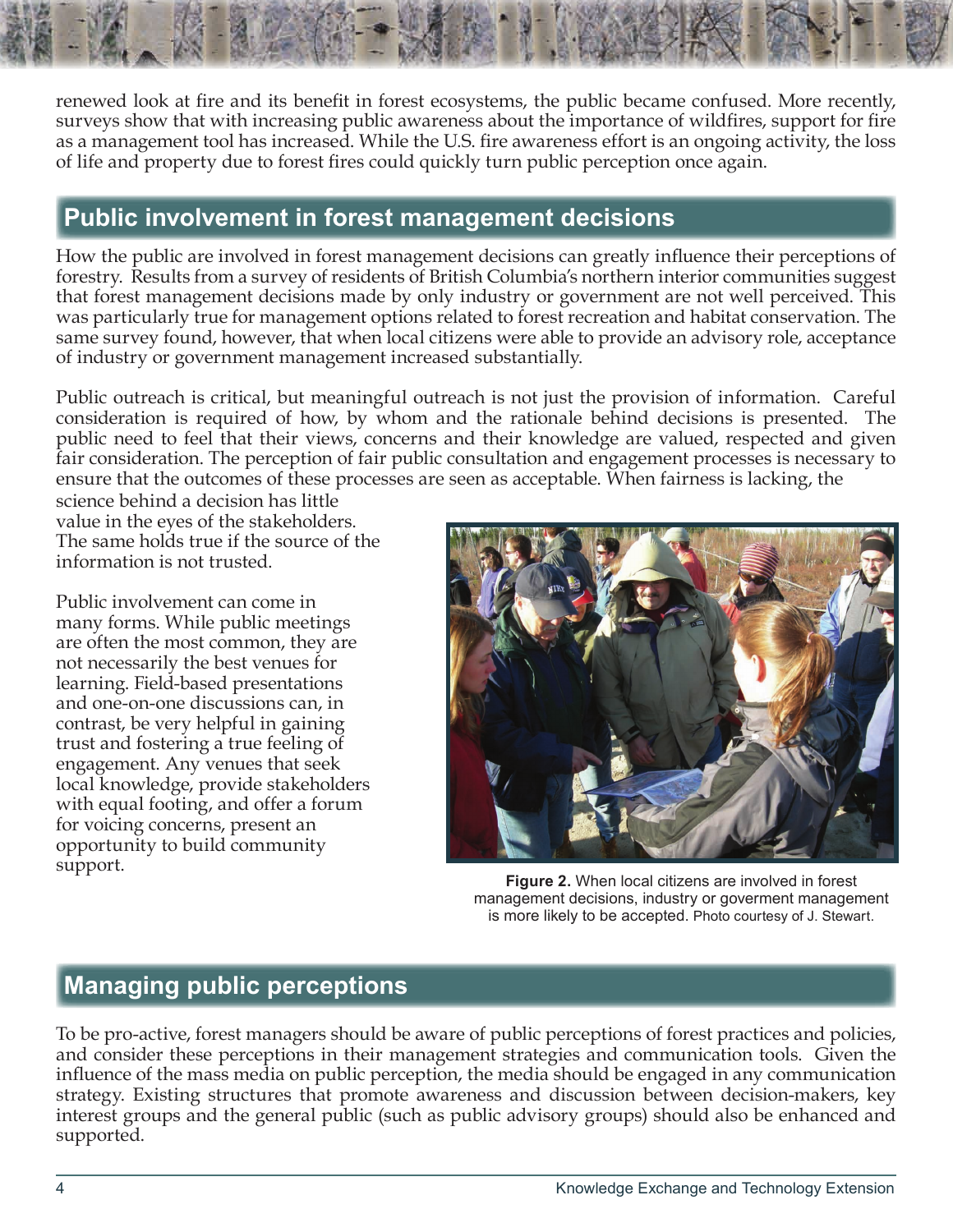renewed look at fire and its benefit in forest ecosystems, the public became confused. More recently, surveys show that with increasing public awareness about the importance of wildfires, support for fire as a management tool has increased. While the U.S. fire awareness effort is an ongoing activity, the loss of life and property due to forest fires could quickly turn public perception once again.

## Public involvement in forest management decisions

How the public are involved in forest management decisions can greatly influence their perceptions of forestry. Results from a survey of residents of British Columbia's northern interior communities suggest that forest management decisions made by only industry or government are not well perceived. This was particularly true for management options related to forest recreation and habitat conservation. The same survey found, however, that when local citizens were able to provide an advisory role, acceptance of industry or government management increased substantially.

Public outreach is critical, but meaningful outreach is not just the provision of information. Careful consideration is required of how, by whom and the rationale behind decisions is presented. The public need to feel that their views, concerns and their knowledge are valued, respected and given fair consideration. The perception of fair public consultation and engagement processes is necessary to ensure that the outcomes of these processes are seen as acceptable. When fairness is lacking, the science behind a decision has little value in the eyes of the stakeholders. The same holds true if the source of the information is not trusted.

Public involvement can come in many forms. While public meetings are often the most common, they are not necessarily the best venues for learning. Field-based presentations and one-on-one discussions can, in contrast, be very helpful in gaining trust and fostering a true feeling of engagement. Any venues that seek local knowledge, provide stakeholders with equal footing, and offer a forum for voicing concerns, present an opportunity to build community support.

**Figure 2.** When local citizens are involved in forest management decisions, industry or goverment management is more likely to be accepted. Photo courtesy of J. Stewart.

## Managing public perceptions

To be pro-active, forest managers should be aware of public perceptions of forest practices and policies, and consider these perceptions in their management strategies and communication tools. Given the influence of the mass media on public perception, the media should be engaged in any communication strategy. Existing structures that promote awareness and discussion between decision-makers, key interest groups and the general public (such as public advisory groups) should also be enhanced and supported.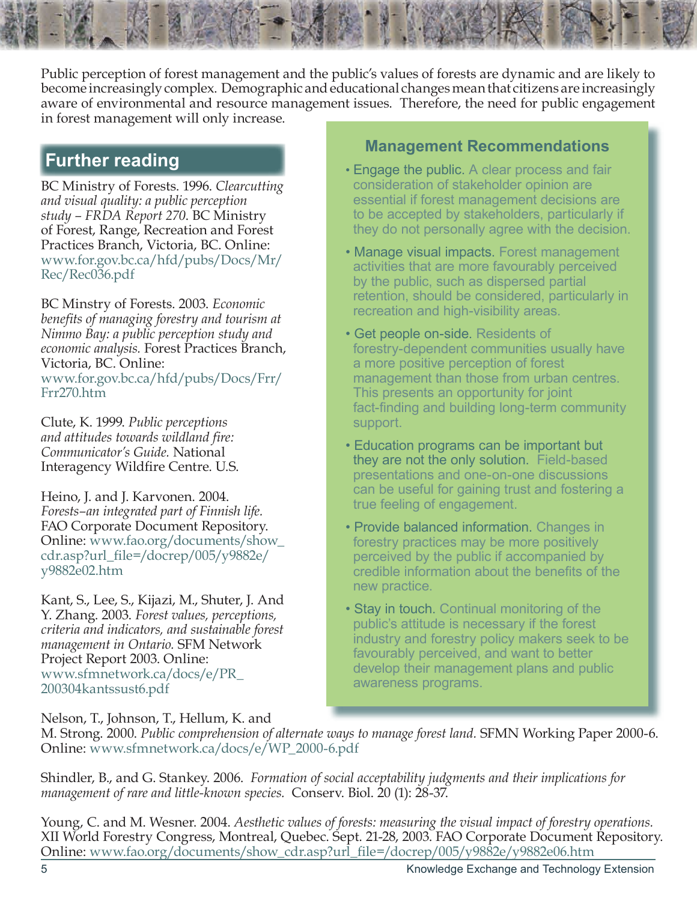Public perception of forest management and the public's values of forests are dynamic and are likely to become increasingly complex. Demographic and educational changes mean that citizens are increasingly aware of environmental and resource management issues. Therefore, the need for public engagement in forest management will only increase.

## Management Recommendations

- Engage the public. A clear process and fair consideration of stakeholder opinion are essential if forest management decisions are to be accepted by stakeholders, particularly if they do not personally agree with the decision.
- Manage visual impacts. Forest management activities that are more favourably perceived by the public, such as dispersed partial retention, should be considered, particularly in recreation and high-visibility areas.
- Get people on-side. Residents of forestry-dependent communities usually have a more positive perception of forest management than those from urban centres. This presents an opportunity for joint fact-finding and building long-term community support.
- Education programs can be important but they are not the only solution. Field-based presentations and one-on-one discussions can be useful for gaining trust and fostering a true feeling of engagement.
- Provide balanced information. Changes in forestry practices may be more positively perceived by the public if accompanied by credible information about the benefits of the new practice.
- Stay in touch. Continual monitoring of the public's attitude is necessary if the forest industry and forestry policy makers seek to be favourably perceived, and want to better develop their management plans and public awareness programs.

## Further reading

BC Ministry of Forests. 1996. *Clearcutting and visual quality: a public perception study – FRDA Report 270*. BC Ministry of Forest, Range, Recreation and Forest Practices Branch, Victoria, BC. Online: www.for.gov.bc.ca/hfd/pubs/Docs/Mr/Rec/Rec036.pdf

BC Minstry of Forests. 2003. *Economic benefits of managing forestry and tourism at Nimmo Bay: a public perception study and economic analysis.* Forest Practices Branch, Victoria, BC. Online: www.for.gov.bc.ca/hfd/pubs/Docs/Frr/Frr270.htm

Clute, K. 1999. *Public perceptions and attitudes towards wildland fire: Communicator's Guide.* National Interagency Wildfire Centre. U.S.

Heino, J. and J. Karvonen. 2004. *Forests–an integrated part of Finnish life.* FAO Corporate Document Repository. Online: www.fao.org/documents/show_cdr.asp?url_file=/docrep/005/y9882e/y9882e02.htm

Kant, S., Lee, S., Kijazi, M., Shuter, J. And Y. Zhang. 2003. *Forest values, perceptions, criteria and indicators, and sustainable forest management in Ontario.* SFM Network Project Report 2003. Online: www.sfmnetwork.ca/docs/e/PR_200304kantssust6.pdf

Nelson, T., Johnson, T., Hellum, K. and M. Strong. 2000. *Public comprehension of alternate ways to manage forest land.* SFMN Working Paper 2000-6. Online: www.sfmnetwork.ca/docs/e/WP_2000-6.pdf

Shindler, B., and G. Stankey. 2006. *Formation of social acceptability judgments and their implications for management of rare and little-known species.* Conserv. Biol. 20 (1): 28-37.

Young, C. and M. Wesner. 2004. *Aesthetic values of forests: measuring the visual impact of forestry operations.* XII World Forestry Congress, Montreal, Quebec. Sept. 21-28, 2003. FAO Corporate Document Repository. Online: www.fao.org/documents/show_cdr.asp?url_file=/docrep/005/y9882e/y9882e06.htm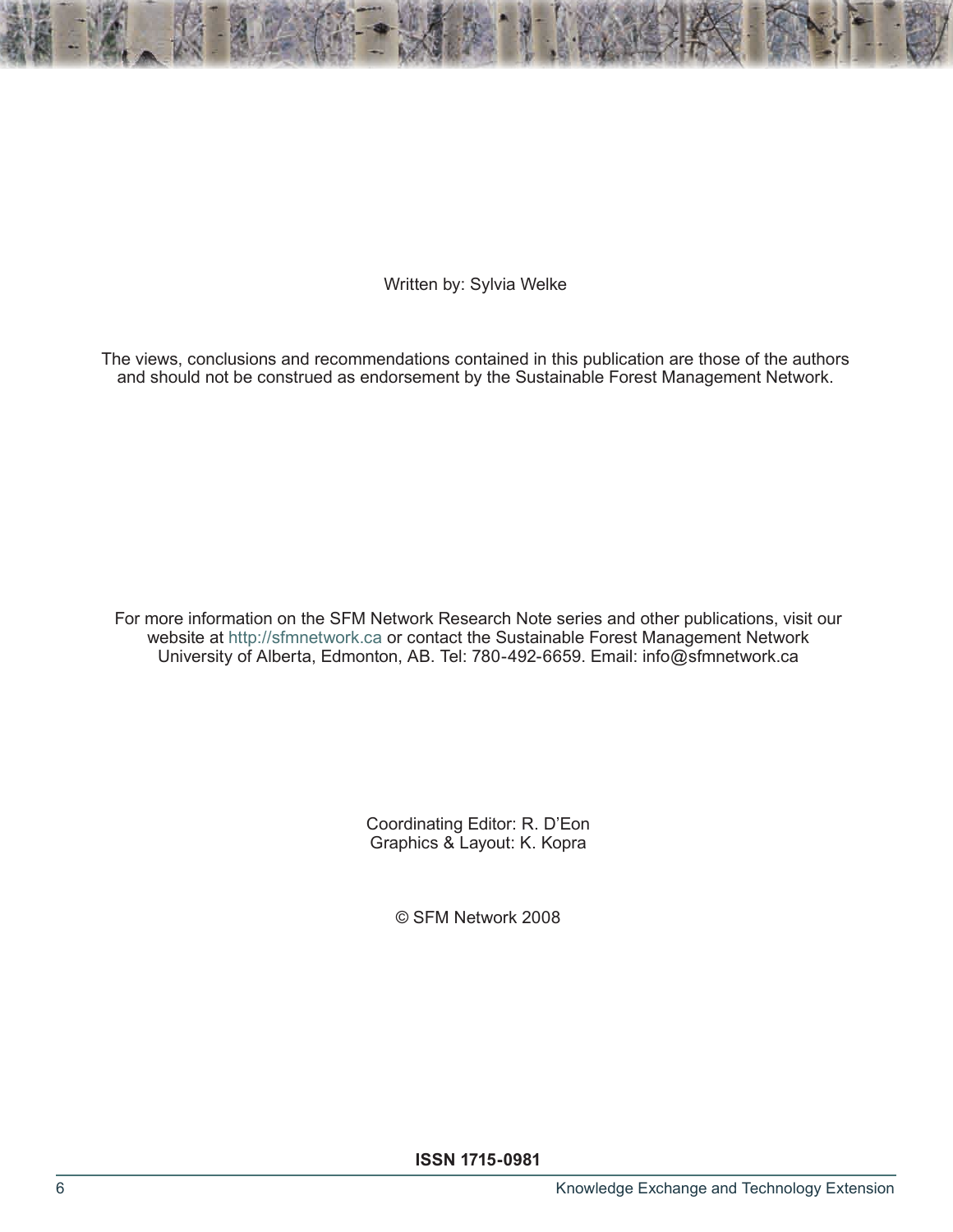Written by: Sylvia Welke

The views, conclusions and recommendations contained in this publication are those of the authors and should not be construed as endorsement by the Sustainable Forest Management Network.

For more information on the SFM Network Research Note series and other publications, visit our website at http://sfmnetwork.ca or contact the Sustainable Forest Management Network University of Alberta, Edmonton, AB. Tel: 780-492-6659. Email: info@sfmnetwork.ca

Coordinating Editor: R. D'Eon
Graphics & Layout: K. Kopra

© SFM Network 2008

**ISSN 1715-0981**